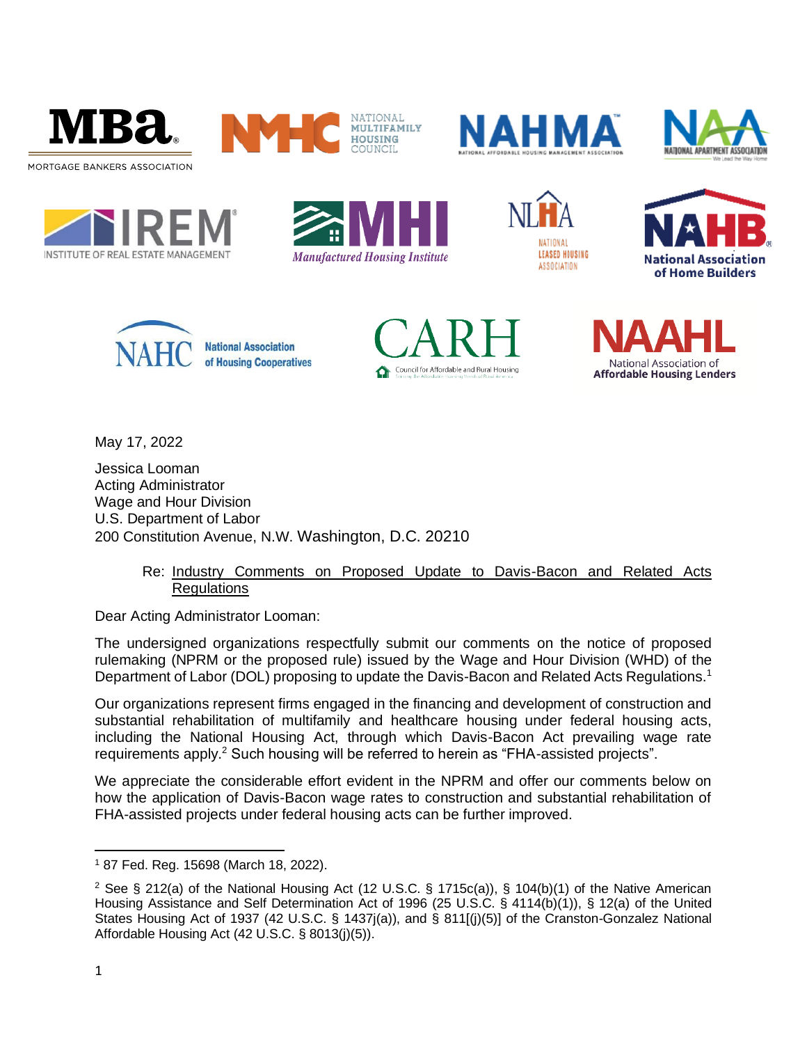MORTGAGE BANKERS ASSOCIATION | NATIONAL MULTIFAMILY HOUSING COUNCIL | NATIONAL AFFORDABLE HOUSING MANAGEMENT ASSOCIATION | NATIONAL APARTMENT ASSOCIATION | INSTITUTE OF REAL ESTATE MANAGEMENT | Manufactured Housing Institute | NATIONAL LEASED HOUSING ASSOCIATION | National Association of Home Builders | National Association of Housing Cooperatives | Council for Affordable and Rural Housing | National Association of Affordable Housing Lenders

May 17, 2022

Jessica Looman
Acting Administrator
Wage and Hour Division
U.S. Department of Labor
200 Constitution Avenue, N.W. Washington, D.C. 20210

Re: Industry Comments on Proposed Update to Davis-Bacon and Related Acts Regulations

Dear Acting Administrator Looman:

The undersigned organizations respectfully submit our comments on the notice of proposed rulemaking (NPRM or the proposed rule) issued by the Wage and Hour Division (WHD) of the Department of Labor (DOL) proposing to update the Davis-Bacon and Related Acts Regulations.[1]

Our organizations represent firms engaged in the financing and development of construction and substantial rehabilitation of multifamily and healthcare housing under federal housing acts, including the National Housing Act, through which Davis-Bacon Act prevailing wage rate requirements apply.[2] Such housing will be referred to herein as "FHA-assisted projects".

We appreciate the considerable effort evident in the NPRM and offer our comments below on how the application of Davis-Bacon wage rates to construction and substantial rehabilitation of FHA-assisted projects under federal housing acts can be further improved.

---

[1] 87 Fed. Reg. 15698 (March 18, 2022).

[2] See § 212(a) of the National Housing Act (12 U.S.C. § 1715c(a)), § 104(b)(1) of the Native American Housing Assistance and Self Determination Act of 1996 (25 U.S.C. § 4114(b)(1)), § 12(a) of the United States Housing Act of 1937 (42 U.S.C. § 1437j(a)), and § 811[(j)(5)] of the Cranston-Gonzalez National Affordable Housing Act (42 U.S.C. § 8013(j)(5)).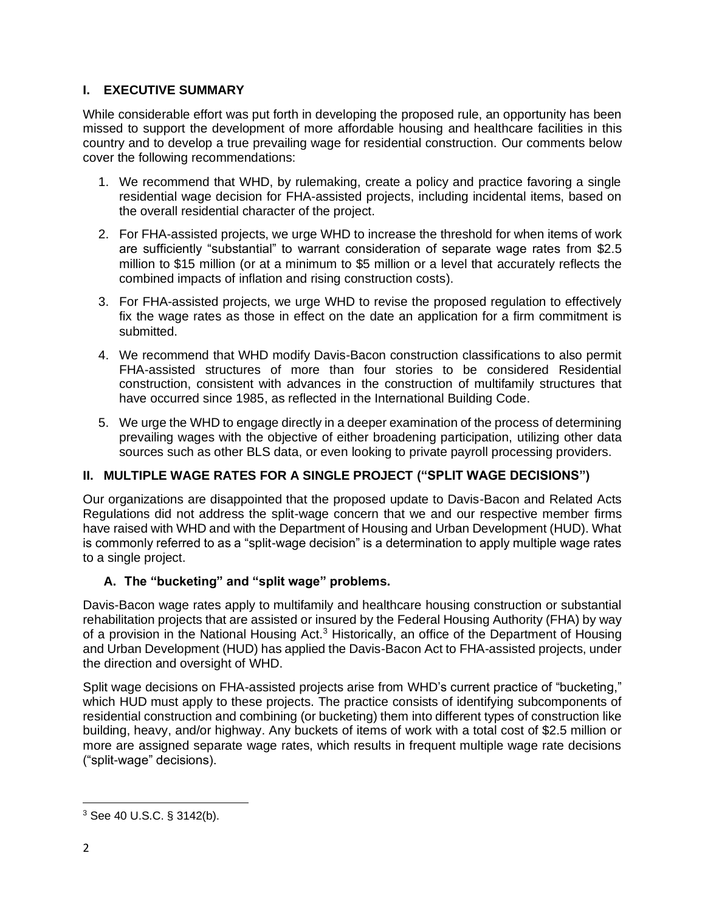## I. EXECUTIVE SUMMARY

While considerable effort was put forth in developing the proposed rule, an opportunity has been missed to support the development of more affordable housing and healthcare facilities in this country and to develop a true prevailing wage for residential construction. Our comments below cover the following recommendations:

1. We recommend that WHD, by rulemaking, create a policy and practice favoring a single residential wage decision for FHA-assisted projects, including incidental items, based on the overall residential character of the project.
2. For FHA-assisted projects, we urge WHD to increase the threshold for when items of work are sufficiently "substantial" to warrant consideration of separate wage rates from $2.5 million to $15 million (or at a minimum to $5 million or a level that accurately reflects the combined impacts of inflation and rising construction costs).
3. For FHA-assisted projects, we urge WHD to revise the proposed regulation to effectively fix the wage rates as those in effect on the date an application for a firm commitment is submitted.
4. We recommend that WHD modify Davis-Bacon construction classifications to also permit FHA-assisted structures of more than four stories to be considered Residential construction, consistent with advances in the construction of multifamily structures that have occurred since 1985, as reflected in the International Building Code.
5. We urge the WHD to engage directly in a deeper examination of the process of determining prevailing wages with the objective of either broadening participation, utilizing other data sources such as other BLS data, or even looking to private payroll processing providers.

## II. MULTIPLE WAGE RATES FOR A SINGLE PROJECT ("SPLIT WAGE DECISIONS")

Our organizations are disappointed that the proposed update to Davis-Bacon and Related Acts Regulations did not address the split-wage concern that we and our respective member firms have raised with WHD and with the Department of Housing and Urban Development (HUD). What is commonly referred to as a "split-wage decision" is a determination to apply multiple wage rates to a single project.

### A. The "bucketing" and "split wage" problems.

Davis-Bacon wage rates apply to multifamily and healthcare housing construction or substantial rehabilitation projects that are assisted or insured by the Federal Housing Authority (FHA) by way of a provision in the National Housing Act.[3] Historically, an office of the Department of Housing and Urban Development (HUD) has applied the Davis-Bacon Act to FHA-assisted projects, under the direction and oversight of WHD.

Split wage decisions on FHA-assisted projects arise from WHD's current practice of "bucketing," which HUD must apply to these projects. The practice consists of identifying subcomponents of residential construction and combining (or bucketing) them into different types of construction like building, heavy, and/or highway. Any buckets of items of work with a total cost of $2.5 million or more are assigned separate wage rates, which results in frequent multiple wage rate decisions ("split-wage" decisions).

[3] See 40 U.S.C. § 3142(b).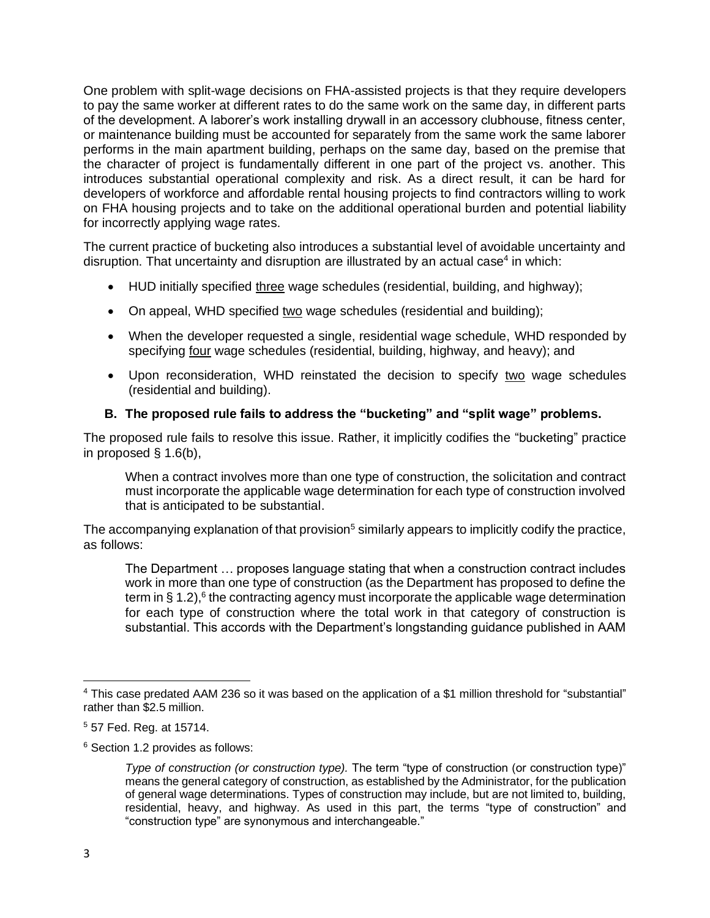One problem with split-wage decisions on FHA-assisted projects is that they require developers to pay the same worker at different rates to do the same work on the same day, in different parts of the development. A laborer's work installing drywall in an accessory clubhouse, fitness center, or maintenance building must be accounted for separately from the same work the same laborer performs in the main apartment building, perhaps on the same day, based on the premise that the character of project is fundamentally different in one part of the project vs. another. This introduces substantial operational complexity and risk. As a direct result, it can be hard for developers of workforce and affordable rental housing projects to find contractors willing to work on FHA housing projects and to take on the additional operational burden and potential liability for incorrectly applying wage rates.

The current practice of bucketing also introduces a substantial level of avoidable uncertainty and disruption. That uncertainty and disruption are illustrated by an actual case[4] in which:

- HUD initially specified <u>three</u> wage schedules (residential, building, and highway);
- On appeal, WHD specified <u>two</u> wage schedules (residential and building);
- When the developer requested a single, residential wage schedule, WHD responded by specifying <u>four</u> wage schedules (residential, building, highway, and heavy); and
- Upon reconsideration, WHD reinstated the decision to specify <u>two</u> wage schedules (residential and building).

### B. The proposed rule fails to address the "bucketing" and "split wage" problems.

The proposed rule fails to resolve this issue. Rather, it implicitly codifies the "bucketing" practice in proposed § 1.6(b),

> When a contract involves more than one type of construction, the solicitation and contract must incorporate the applicable wage determination for each type of construction involved that is anticipated to be substantial.

The accompanying explanation of that provision[5] similarly appears to implicitly codify the practice, as follows:

> The Department … proposes language stating that when a construction contract includes work in more than one type of construction (as the Department has proposed to define the term in § 1.2),[6] the contracting agency must incorporate the applicable wage determination for each type of construction where the total work in that category of construction is substantial. This accords with the Department's longstanding guidance published in AAM

---

[4] This case predated AAM 236 so it was based on the application of a $1 million threshold for "substantial" rather than $2.5 million.

[5] 57 Fed. Reg. at 15714.

[6] Section 1.2 provides as follows:

> *Type of construction (or construction type).* The term "type of construction (or construction type)" means the general category of construction, as established by the Administrator, for the publication of general wage determinations. Types of construction may include, but are not limited to, building, residential, heavy, and highway. As used in this part, the terms "type of construction" and "construction type" are synonymous and interchangeable."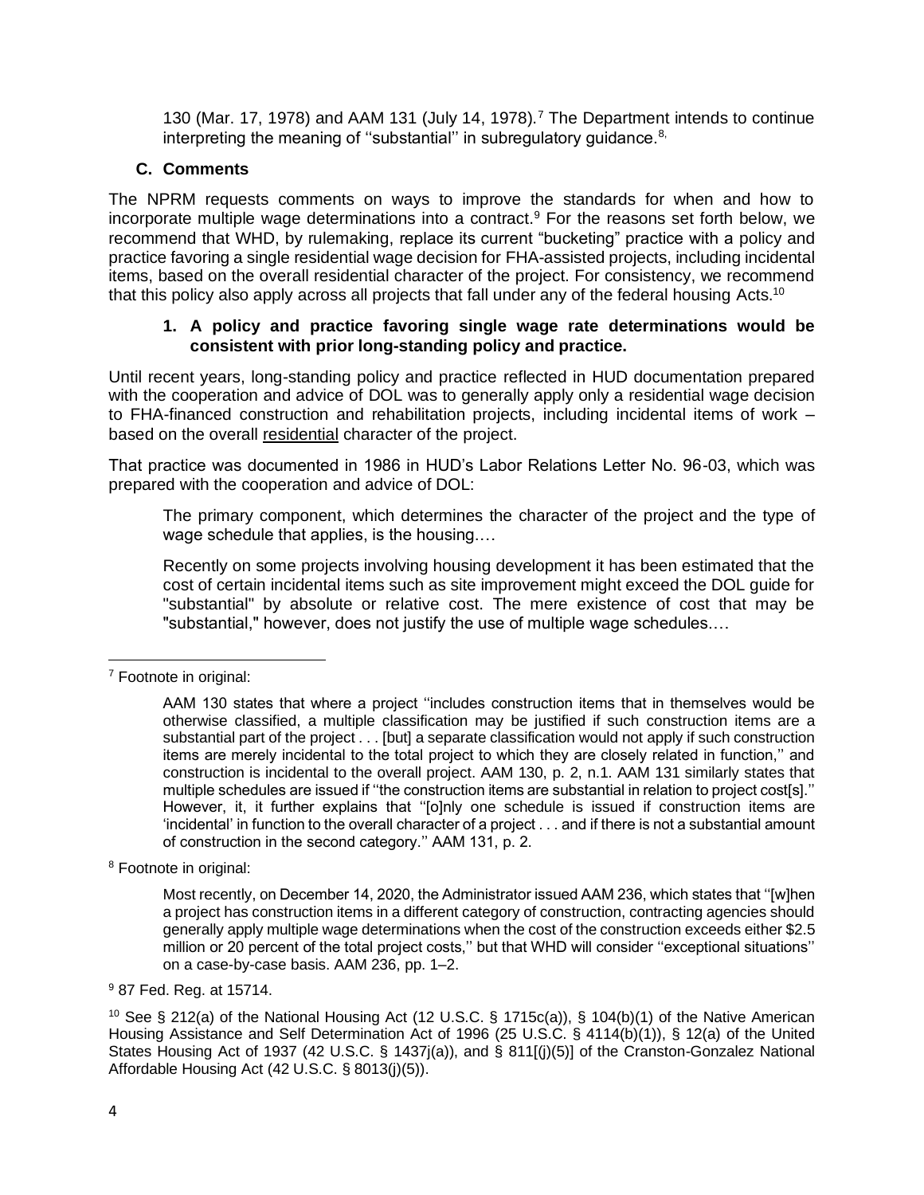130 (Mar. 17, 1978) and AAM 131 (July 14, 1978).[7] The Department intends to continue interpreting the meaning of ''substantial'' in subregulatory guidance.[8,]

### C. Comments

The NPRM requests comments on ways to improve the standards for when and how to incorporate multiple wage determinations into a contract.[9] For the reasons set forth below, we recommend that WHD, by rulemaking, replace its current "bucketing" practice with a policy and practice favoring a single residential wage decision for FHA-assisted projects, including incidental items, based on the overall residential character of the project. For consistency, we recommend that this policy also apply across all projects that fall under any of the federal housing Acts.[10]

#### 1. A policy and practice favoring single wage rate determinations would be consistent with prior long-standing policy and practice.

Until recent years, long-standing policy and practice reflected in HUD documentation prepared with the cooperation and advice of DOL was to generally apply only a residential wage decision to FHA-financed construction and rehabilitation projects, including incidental items of work – based on the overall residential character of the project.

That practice was documented in 1986 in HUD's Labor Relations Letter No. 96-03, which was prepared with the cooperation and advice of DOL:

> The primary component, which determines the character of the project and the type of wage schedule that applies, is the housing….
>
> Recently on some projects involving housing development it has been estimated that the cost of certain incidental items such as site improvement might exceed the DOL guide for "substantial" by absolute or relative cost. The mere existence of cost that may be "substantial," however, does not justify the use of multiple wage schedules….

---

[7] Footnote in original:

> AAM 130 states that where a project ''includes construction items that in themselves would be otherwise classified, a multiple classification may be justified if such construction items are a substantial part of the project . . . [but] a separate classification would not apply if such construction items are merely incidental to the total project to which they are closely related in function,'' and construction is incidental to the overall project. AAM 130, p. 2, n.1. AAM 131 similarly states that multiple schedules are issued if ''the construction items are substantial in relation to project cost[s].'' However, it, it further explains that ''[o]nly one schedule is issued if construction items are 'incidental' in function to the overall character of a project . . . and if there is not a substantial amount of construction in the second category.'' AAM 131, p. 2.

[8] Footnote in original:

> Most recently, on December 14, 2020, the Administrator issued AAM 236, which states that ''[w]hen a project has construction items in a different category of construction, contracting agencies should generally apply multiple wage determinations when the cost of the construction exceeds either $2.5 million or 20 percent of the total project costs,'' but that WHD will consider ''exceptional situations'' on a case-by-case basis. AAM 236, pp. 1–2.

[9] 87 Fed. Reg. at 15714.

[10] See § 212(a) of the National Housing Act (12 U.S.C. § 1715c(a)), § 104(b)(1) of the Native American Housing Assistance and Self Determination Act of 1996 (25 U.S.C. § 4114(b)(1)), § 12(a) of the United States Housing Act of 1937 (42 U.S.C. § 1437j(a)), and § 811[(j)(5)] of the Cranston-Gonzalez National Affordable Housing Act (42 U.S.C. § 8013(j)(5)).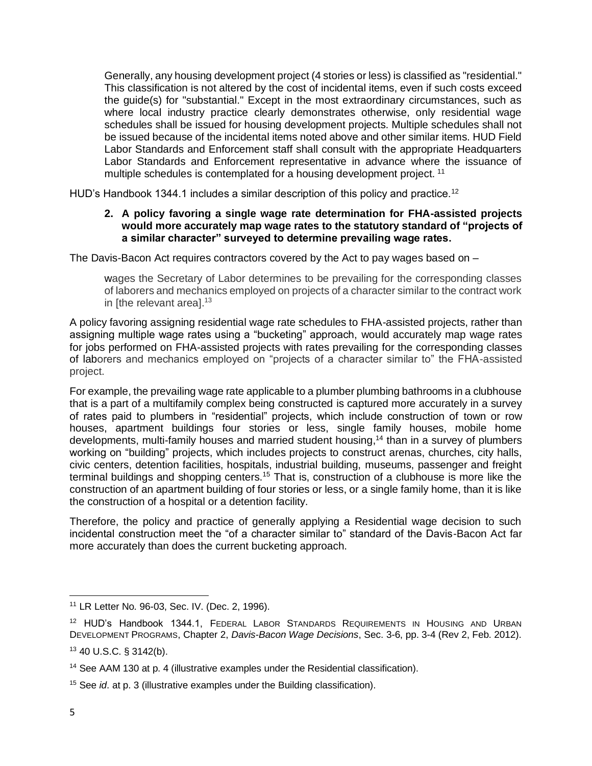> Generally, any housing development project (4 stories or less) is classified as "residential." This classification is not altered by the cost of incidental items, even if such costs exceed the guide(s) for "substantial." Except in the most extraordinary circumstances, such as where local industry practice clearly demonstrates otherwise, only residential wage schedules shall be issued for housing development projects. Multiple schedules shall not be issued because of the incidental items noted above and other similar items. HUD Field Labor Standards and Enforcement staff shall consult with the appropriate Headquarters Labor Standards and Enforcement representative in advance where the issuance of multiple schedules is contemplated for a housing development project. [11]

HUD's Handbook 1344.1 includes a similar description of this policy and practice.[12]

**2. A policy favoring a single wage rate determination for FHA-assisted projects would more accurately map wage rates to the statutory standard of "projects of a similar character" surveyed to determine prevailing wage rates.**

The Davis-Bacon Act requires contractors covered by the Act to pay wages based on –

> wages the Secretary of Labor determines to be prevailing for the corresponding classes of laborers and mechanics employed on projects of a character similar to the contract work in [the relevant area].[13]

A policy favoring assigning residential wage rate schedules to FHA-assisted projects, rather than assigning multiple wage rates using a "bucketing" approach, would accurately map wage rates for jobs performed on FHA-assisted projects with rates prevailing for the corresponding classes of laborers and mechanics employed on "projects of a character similar to" the FHA-assisted project.

For example, the prevailing wage rate applicable to a plumber plumbing bathrooms in a clubhouse that is a part of a multifamily complex being constructed is captured more accurately in a survey of rates paid to plumbers in "residential" projects, which include construction of town or row houses, apartment buildings four stories or less, single family houses, mobile home developments, multi-family houses and married student housing,[14] than in a survey of plumbers working on "building" projects, which includes projects to construct arenas, churches, city halls, civic centers, detention facilities, hospitals, industrial building, museums, passenger and freight terminal buildings and shopping centers.[15] That is, construction of a clubhouse is more like the construction of an apartment building of four stories or less, or a single family home, than it is like the construction of a hospital or a detention facility.

Therefore, the policy and practice of generally applying a Residential wage decision to such incidental construction meet the "of a character similar to" standard of the Davis-Bacon Act far more accurately than does the current bucketing approach.

---

[11] LR Letter No. 96-03, Sec. IV. (Dec. 2, 1996).

[12] HUD's Handbook 1344.1, Federal Labor Standards Requirements in Housing and Urban Development Programs, Chapter 2, *Davis-Bacon Wage Decisions*, Sec. 3-6, pp. 3-4 (Rev 2, Feb. 2012).

[13] 40 U.S.C. § 3142(b).

[14] See AAM 130 at p. 4 (illustrative examples under the Residential classification).

[15] See *id*. at p. 3 (illustrative examples under the Building classification).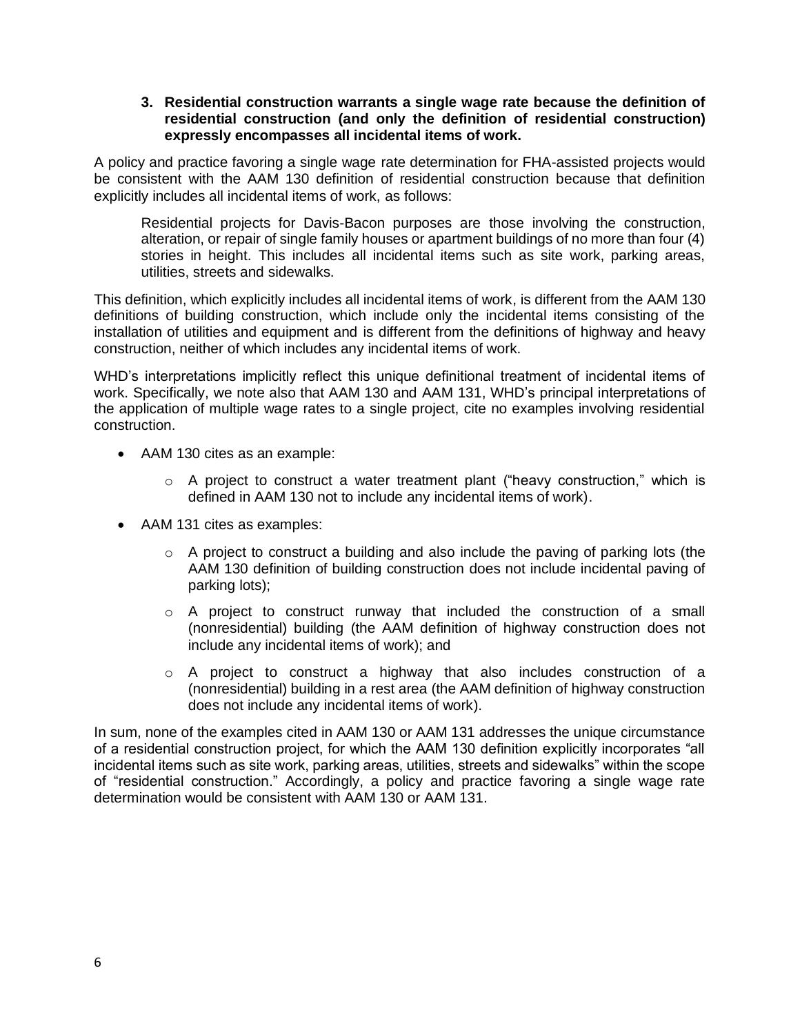**3. Residential construction warrants a single wage rate because the definition of residential construction (and only the definition of residential construction) expressly encompasses all incidental items of work.**

A policy and practice favoring a single wage rate determination for FHA-assisted projects would be consistent with the AAM 130 definition of residential construction because that definition explicitly includes all incidental items of work, as follows:

> Residential projects for Davis-Bacon purposes are those involving the construction, alteration, or repair of single family houses or apartment buildings of no more than four (4) stories in height. This includes all incidental items such as site work, parking areas, utilities, streets and sidewalks.

This definition, which explicitly includes all incidental items of work, is different from the AAM 130 definitions of building construction, which include only the incidental items consisting of the installation of utilities and equipment and is different from the definitions of highway and heavy construction, neither of which includes any incidental items of work.

WHD's interpretations implicitly reflect this unique definitional treatment of incidental items of work. Specifically, we note also that AAM 130 and AAM 131, WHD's principal interpretations of the application of multiple wage rates to a single project, cite no examples involving residential construction.

- AAM 130 cites as an example:
  - A project to construct a water treatment plant ("heavy construction," which is defined in AAM 130 not to include any incidental items of work).
- AAM 131 cites as examples:
  - A project to construct a building and also include the paving of parking lots (the AAM 130 definition of building construction does not include incidental paving of parking lots);
  - A project to construct runway that included the construction of a small (nonresidential) building (the AAM definition of highway construction does not include any incidental items of work); and
  - A project to construct a highway that also includes construction of a (nonresidential) building in a rest area (the AAM definition of highway construction does not include any incidental items of work).

In sum, none of the examples cited in AAM 130 or AAM 131 addresses the unique circumstance of a residential construction project, for which the AAM 130 definition explicitly incorporates "all incidental items such as site work, parking areas, utilities, streets and sidewalks" within the scope of "residential construction." Accordingly, a policy and practice favoring a single wage rate determination would be consistent with AAM 130 or AAM 131.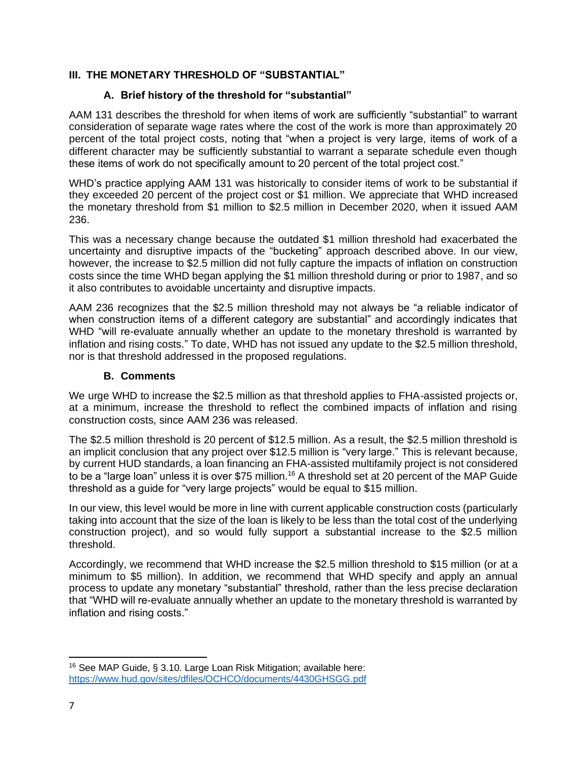## III. THE MONETARY THRESHOLD OF "SUBSTANTIAL"

### A. Brief history of the threshold for "substantial"

AAM 131 describes the threshold for when items of work are sufficiently "substantial" to warrant consideration of separate wage rates where the cost of the work is more than approximately 20 percent of the total project costs, noting that "when a project is very large, items of work of a different character may be sufficiently substantial to warrant a separate schedule even though these items of work do not specifically amount to 20 percent of the total project cost."

WHD's practice applying AAM 131 was historically to consider items of work to be substantial if they exceeded 20 percent of the project cost or $1 million. We appreciate that WHD increased the monetary threshold from $1 million to $2.5 million in December 2020, when it issued AAM 236.

This was a necessary change because the outdated $1 million threshold had exacerbated the uncertainty and disruptive impacts of the "bucketing" approach described above. In our view, however, the increase to $2.5 million did not fully capture the impacts of inflation on construction costs since the time WHD began applying the $1 million threshold during or prior to 1987, and so it also contributes to avoidable uncertainty and disruptive impacts.

AAM 236 recognizes that the $2.5 million threshold may not always be "a reliable indicator of when construction items of a different category are substantial" and accordingly indicates that WHD "will re-evaluate annually whether an update to the monetary threshold is warranted by inflation and rising costs." To date, WHD has not issued any update to the $2.5 million threshold, nor is that threshold addressed in the proposed regulations.

### B. Comments

We urge WHD to increase the $2.5 million as that threshold applies to FHA-assisted projects or, at a minimum, increase the threshold to reflect the combined impacts of inflation and rising construction costs, since AAM 236 was released.

The $2.5 million threshold is 20 percent of $12.5 million. As a result, the $2.5 million threshold is an implicit conclusion that any project over $12.5 million is "very large." This is relevant because, by current HUD standards, a loan financing an FHA-assisted multifamily project is not considered to be a "large loan" unless it is over $75 million.[16] A threshold set at 20 percent of the MAP Guide threshold as a guide for "very large projects" would be equal to $15 million.

In our view, this level would be more in line with current applicable construction costs (particularly taking into account that the size of the loan is likely to be less than the total cost of the underlying construction project), and so would fully support a substantial increase to the $2.5 million threshold.

Accordingly, we recommend that WHD increase the $2.5 million threshold to $15 million (or at a minimum to $5 million). In addition, we recommend that WHD specify and apply an annual process to update any monetary "substantial" threshold, rather than the less precise declaration that "WHD will re-evaluate annually whether an update to the monetary threshold is warranted by inflation and rising costs."

---

[16] See MAP Guide, § 3.10. Large Loan Risk Mitigation; available here: https://www.hud.gov/sites/dfiles/OCHCO/documents/4430GHSGG.pdf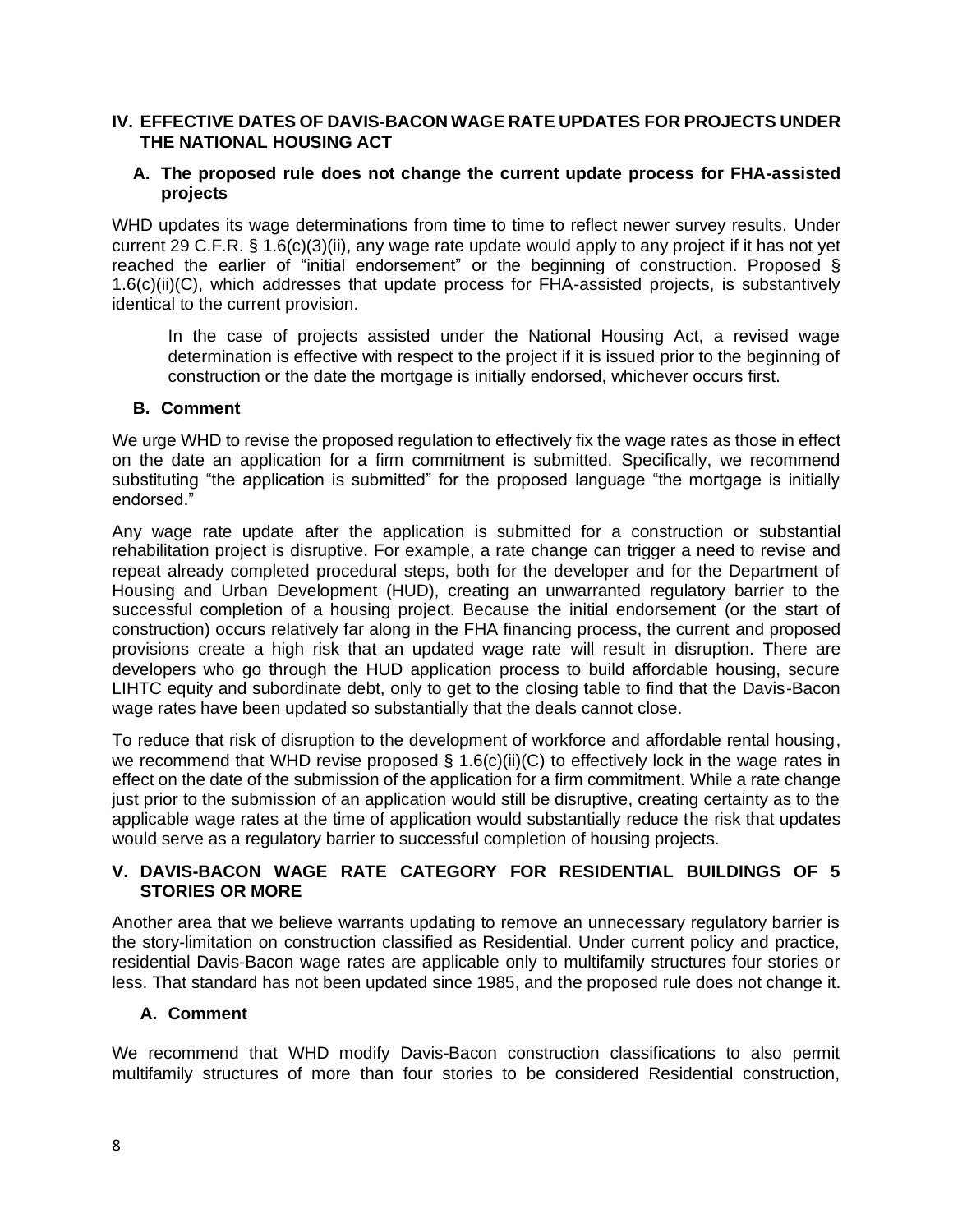## IV. EFFECTIVE DATES OF DAVIS-BACON WAGE RATE UPDATES FOR PROJECTS UNDER THE NATIONAL HOUSING ACT

### A. The proposed rule does not change the current update process for FHA-assisted projects

WHD updates its wage determinations from time to time to reflect newer survey results. Under current 29 C.F.R. § 1.6(c)(3)(ii), any wage rate update would apply to any project if it has not yet reached the earlier of "initial endorsement" or the beginning of construction. Proposed § 1.6(c)(ii)(C), which addresses that update process for FHA-assisted projects, is substantively identical to the current provision.

> In the case of projects assisted under the National Housing Act, a revised wage determination is effective with respect to the project if it is issued prior to the beginning of construction or the date the mortgage is initially endorsed, whichever occurs first.

### B. Comment

We urge WHD to revise the proposed regulation to effectively fix the wage rates as those in effect on the date an application for a firm commitment is submitted. Specifically, we recommend substituting "the application is submitted" for the proposed language "the mortgage is initially endorsed."

Any wage rate update after the application is submitted for a construction or substantial rehabilitation project is disruptive. For example, a rate change can trigger a need to revise and repeat already completed procedural steps, both for the developer and for the Department of Housing and Urban Development (HUD), creating an unwarranted regulatory barrier to the successful completion of a housing project. Because the initial endorsement (or the start of construction) occurs relatively far along in the FHA financing process, the current and proposed provisions create a high risk that an updated wage rate will result in disruption. There are developers who go through the HUD application process to build affordable housing, secure LIHTC equity and subordinate debt, only to get to the closing table to find that the Davis-Bacon wage rates have been updated so substantially that the deals cannot close.

To reduce that risk of disruption to the development of workforce and affordable rental housing, we recommend that WHD revise proposed § 1.6(c)(ii)(C) to effectively lock in the wage rates in effect on the date of the submission of the application for a firm commitment. While a rate change just prior to the submission of an application would still be disruptive, creating certainty as to the applicable wage rates at the time of application would substantially reduce the risk that updates would serve as a regulatory barrier to successful completion of housing projects.

## V. DAVIS-BACON WAGE RATE CATEGORY FOR RESIDENTIAL BUILDINGS OF 5 STORIES OR MORE

Another area that we believe warrants updating to remove an unnecessary regulatory barrier is the story-limitation on construction classified as Residential. Under current policy and practice, residential Davis-Bacon wage rates are applicable only to multifamily structures four stories or less. That standard has not been updated since 1985, and the proposed rule does not change it.

### A. Comment

We recommend that WHD modify Davis-Bacon construction classifications to also permit multifamily structures of more than four stories to be considered Residential construction,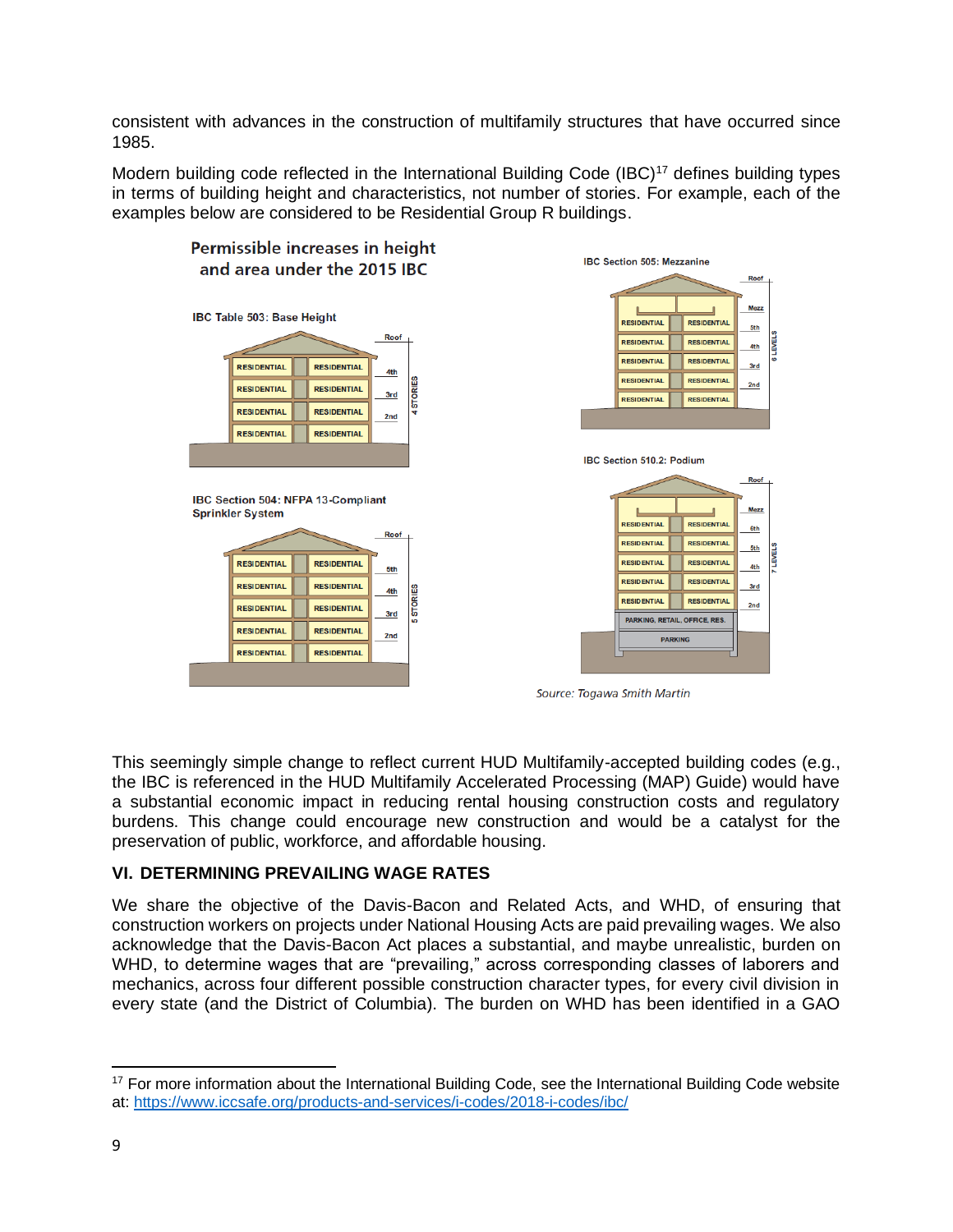consistent with advances in the construction of multifamily structures that have occurred since 1985.

Modern building code reflected in the International Building Code (IBC)[17] defines building types in terms of building height and characteristics, not number of stories. For example, each of the examples below are considered to be Residential Group R buildings.

**Permissible increases in height and area under the 2015 IBC**

IBC Table 503: Base Height

IBC Section 504: NFPA 13-Compliant Sprinkler System

IBC Section 505: Mezzanine

IBC Section 510.2: Podium

*Source: Togawa Smith Martin*

This seemingly simple change to reflect current HUD Multifamily-accepted building codes (e.g., the IBC is referenced in the HUD Multifamily Accelerated Processing (MAP) Guide) would have a substantial economic impact in reducing rental housing construction costs and regulatory burdens. This change could encourage new construction and would be a catalyst for the preservation of public, workforce, and affordable housing.

## VI. DETERMINING PREVAILING WAGE RATES

We share the objective of the Davis-Bacon and Related Acts, and WHD, of ensuring that construction workers on projects under National Housing Acts are paid prevailing wages. We also acknowledge that the Davis-Bacon Act places a substantial, and maybe unrealistic, burden on WHD, to determine wages that are "prevailing," across corresponding classes of laborers and mechanics, across four different possible construction character types, for every civil division in every state (and the District of Columbia). The burden on WHD has been identified in a GAO

[17] For more information about the International Building Code, see the International Building Code website at: https://www.iccsafe.org/products-and-services/i-codes/2018-i-codes/ibc/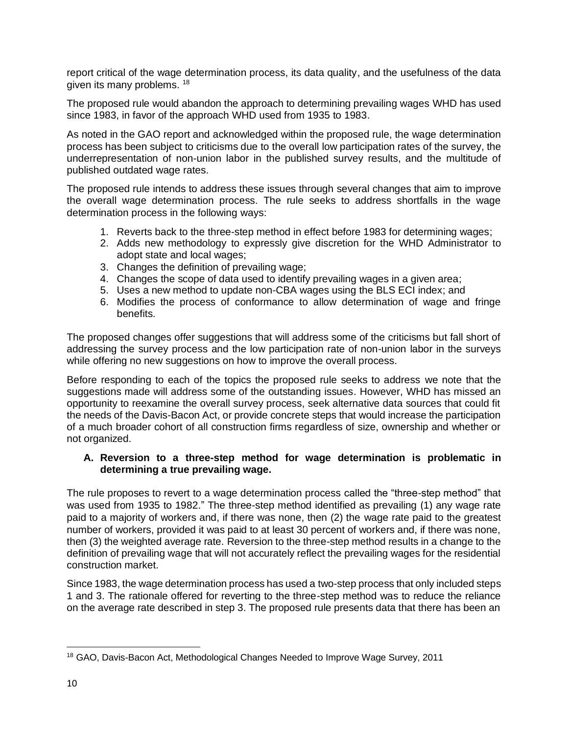report critical of the wage determination process, its data quality, and the usefulness of the data given its many problems. [18]

The proposed rule would abandon the approach to determining prevailing wages WHD has used since 1983, in favor of the approach WHD used from 1935 to 1983.

As noted in the GAO report and acknowledged within the proposed rule, the wage determination process has been subject to criticisms due to the overall low participation rates of the survey, the underrepresentation of non-union labor in the published survey results, and the multitude of published outdated wage rates.

The proposed rule intends to address these issues through several changes that aim to improve the overall wage determination process. The rule seeks to address shortfalls in the wage determination process in the following ways:

1. Reverts back to the three-step method in effect before 1983 for determining wages;
2. Adds new methodology to expressly give discretion for the WHD Administrator to adopt state and local wages;
3. Changes the definition of prevailing wage;
4. Changes the scope of data used to identify prevailing wages in a given area;
5. Uses a new method to update non-CBA wages using the BLS ECI index; and
6. Modifies the process of conformance to allow determination of wage and fringe benefits.

The proposed changes offer suggestions that will address some of the criticisms but fall short of addressing the survey process and the low participation rate of non-union labor in the surveys while offering no new suggestions on how to improve the overall process.

Before responding to each of the topics the proposed rule seeks to address we note that the suggestions made will address some of the outstanding issues. However, WHD has missed an opportunity to reexamine the overall survey process, seek alternative data sources that could fit the needs of the Davis-Bacon Act, or provide concrete steps that would increase the participation of a much broader cohort of all construction firms regardless of size, ownership and whether or not organized.

### A. Reversion to a three-step method for wage determination is problematic in determining a true prevailing wage.

The rule proposes to revert to a wage determination process called the "three-step method" that was used from 1935 to 1982." The three-step method identified as prevailing (1) any wage rate paid to a majority of workers and, if there was none, then (2) the wage rate paid to the greatest number of workers, provided it was paid to at least 30 percent of workers and, if there was none, then (3) the weighted average rate. Reversion to the three-step method results in a change to the definition of prevailing wage that will not accurately reflect the prevailing wages for the residential construction market.

Since 1983, the wage determination process has used a two-step process that only included steps 1 and 3. The rationale offered for reverting to the three-step method was to reduce the reliance on the average rate described in step 3. The proposed rule presents data that there has been an

[18] GAO, Davis-Bacon Act, Methodological Changes Needed to Improve Wage Survey, 2011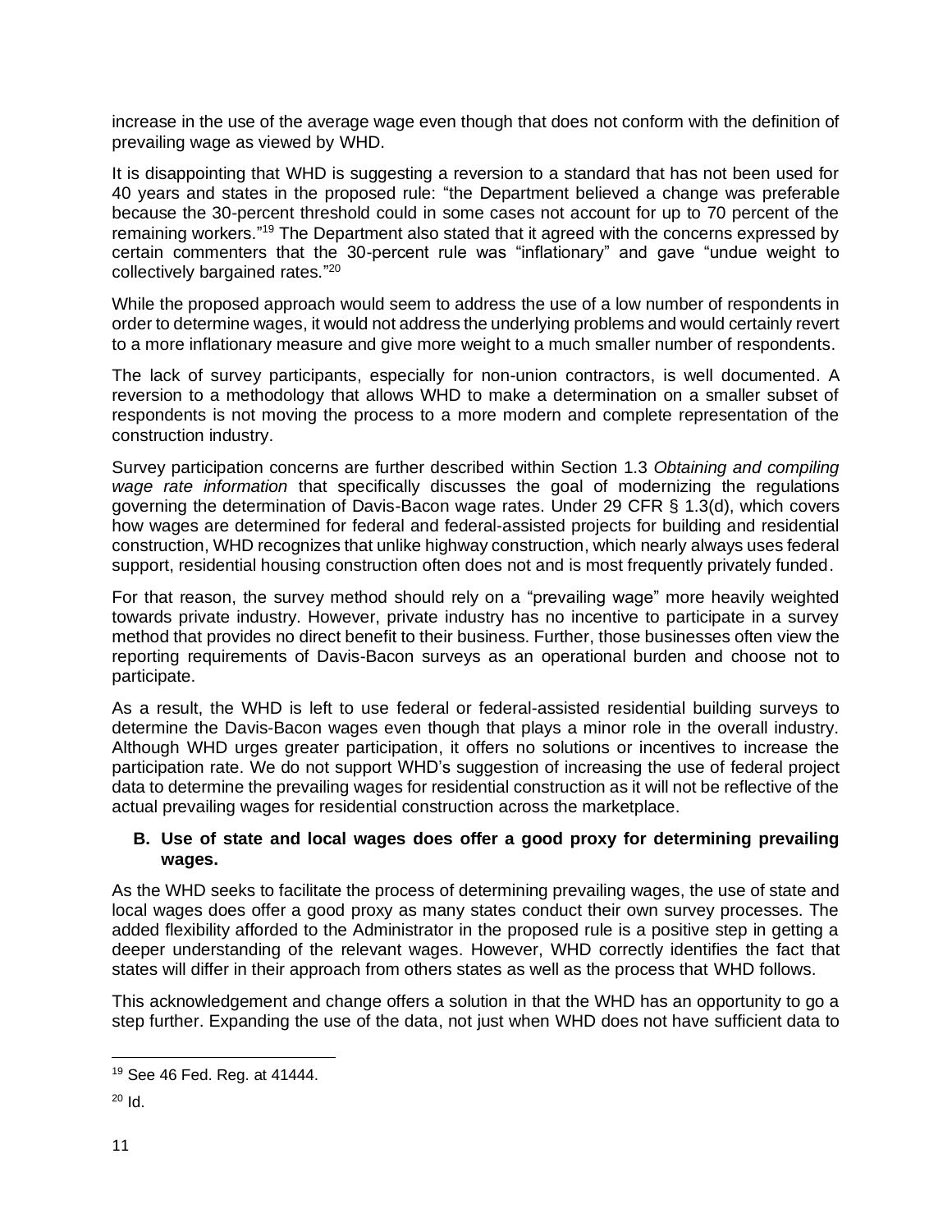increase in the use of the average wage even though that does not conform with the definition of prevailing wage as viewed by WHD.

It is disappointing that WHD is suggesting a reversion to a standard that has not been used for 40 years and states in the proposed rule: "the Department believed a change was preferable because the 30-percent threshold could in some cases not account for up to 70 percent of the remaining workers."[19] The Department also stated that it agreed with the concerns expressed by certain commenters that the 30-percent rule was "inflationary" and gave "undue weight to collectively bargained rates."[20]

While the proposed approach would seem to address the use of a low number of respondents in order to determine wages, it would not address the underlying problems and would certainly revert to a more inflationary measure and give more weight to a much smaller number of respondents.

The lack of survey participants, especially for non-union contractors, is well documented. A reversion to a methodology that allows WHD to make a determination on a smaller subset of respondents is not moving the process to a more modern and complete representation of the construction industry.

Survey participation concerns are further described within Section 1.3 *Obtaining and compiling wage rate information* that specifically discusses the goal of modernizing the regulations governing the determination of Davis-Bacon wage rates. Under 29 CFR § 1.3(d), which covers how wages are determined for federal and federal-assisted projects for building and residential construction, WHD recognizes that unlike highway construction, which nearly always uses federal support, residential housing construction often does not and is most frequently privately funded.

For that reason, the survey method should rely on a "prevailing wage" more heavily weighted towards private industry. However, private industry has no incentive to participate in a survey method that provides no direct benefit to their business. Further, those businesses often view the reporting requirements of Davis-Bacon surveys as an operational burden and choose not to participate.

As a result, the WHD is left to use federal or federal-assisted residential building surveys to determine the Davis-Bacon wages even though that plays a minor role in the overall industry. Although WHD urges greater participation, it offers no solutions or incentives to increase the participation rate. We do not support WHD's suggestion of increasing the use of federal project data to determine the prevailing wages for residential construction as it will not be reflective of the actual prevailing wages for residential construction across the marketplace.

### B. Use of state and local wages does offer a good proxy for determining prevailing wages.

As the WHD seeks to facilitate the process of determining prevailing wages, the use of state and local wages does offer a good proxy as many states conduct their own survey processes. The added flexibility afforded to the Administrator in the proposed rule is a positive step in getting a deeper understanding of the relevant wages. However, WHD correctly identifies the fact that states will differ in their approach from others states as well as the process that WHD follows.

This acknowledgement and change offers a solution in that the WHD has an opportunity to go a step further. Expanding the use of the data, not just when WHD does not have sufficient data to

---

[19] See 46 Fed. Reg. at 41444.

[20] Id.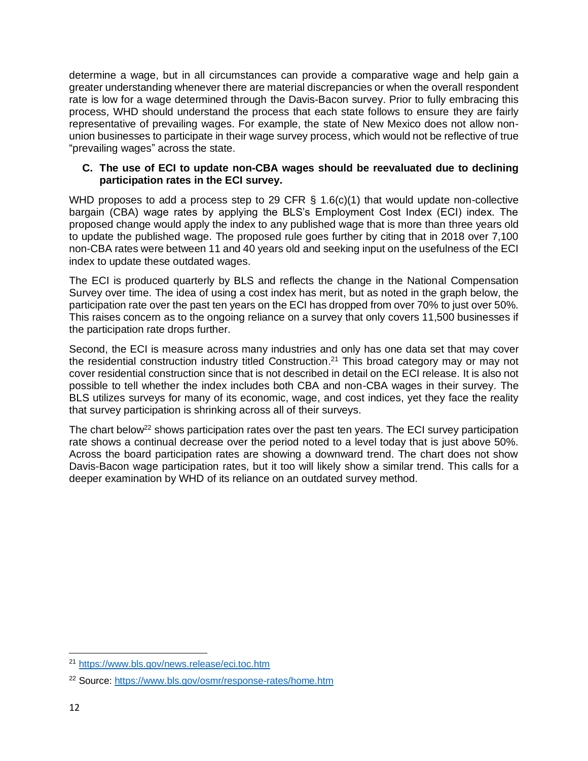determine a wage, but in all circumstances can provide a comparative wage and help gain a greater understanding whenever there are material discrepancies or when the overall respondent rate is low for a wage determined through the Davis-Bacon survey. Prior to fully embracing this process, WHD should understand the process that each state follows to ensure they are fairly representative of prevailing wages. For example, the state of New Mexico does not allow non-union businesses to participate in their wage survey process, which would not be reflective of true "prevailing wages" across the state.

**C. The use of ECI to update non-CBA wages should be reevaluated due to declining participation rates in the ECI survey.**

WHD proposes to add a process step to 29 CFR § 1.6(c)(1) that would update non-collective bargain (CBA) wage rates by applying the BLS's Employment Cost Index (ECI) index. The proposed change would apply the index to any published wage that is more than three years old to update the published wage. The proposed rule goes further by citing that in 2018 over 7,100 non-CBA rates were between 11 and 40 years old and seeking input on the usefulness of the ECI index to update these outdated wages.

The ECI is produced quarterly by BLS and reflects the change in the National Compensation Survey over time. The idea of using a cost index has merit, but as noted in the graph below, the participation rate over the past ten years on the ECI has dropped from over 70% to just over 50%. This raises concern as to the ongoing reliance on a survey that only covers 11,500 businesses if the participation rate drops further.

Second, the ECI is measure across many industries and only has one data set that may cover the residential construction industry titled Construction.[21] This broad category may or may not cover residential construction since that is not described in detail on the ECI release. It is also not possible to tell whether the index includes both CBA and non-CBA wages in their survey. The BLS utilizes surveys for many of its economic, wage, and cost indices, yet they face the reality that survey participation is shrinking across all of their surveys.

The chart below[22] shows participation rates over the past ten years. The ECI survey participation rate shows a continual decrease over the period noted to a level today that is just above 50%. Across the board participation rates are showing a downward trend. The chart does not show Davis-Bacon wage participation rates, but it too will likely show a similar trend. This calls for a deeper examination by WHD of its reliance on an outdated survey method.

---

[21] https://www.bls.gov/news.release/eci.toc.htm

[22] Source: https://www.bls.gov/osmr/response-rates/home.htm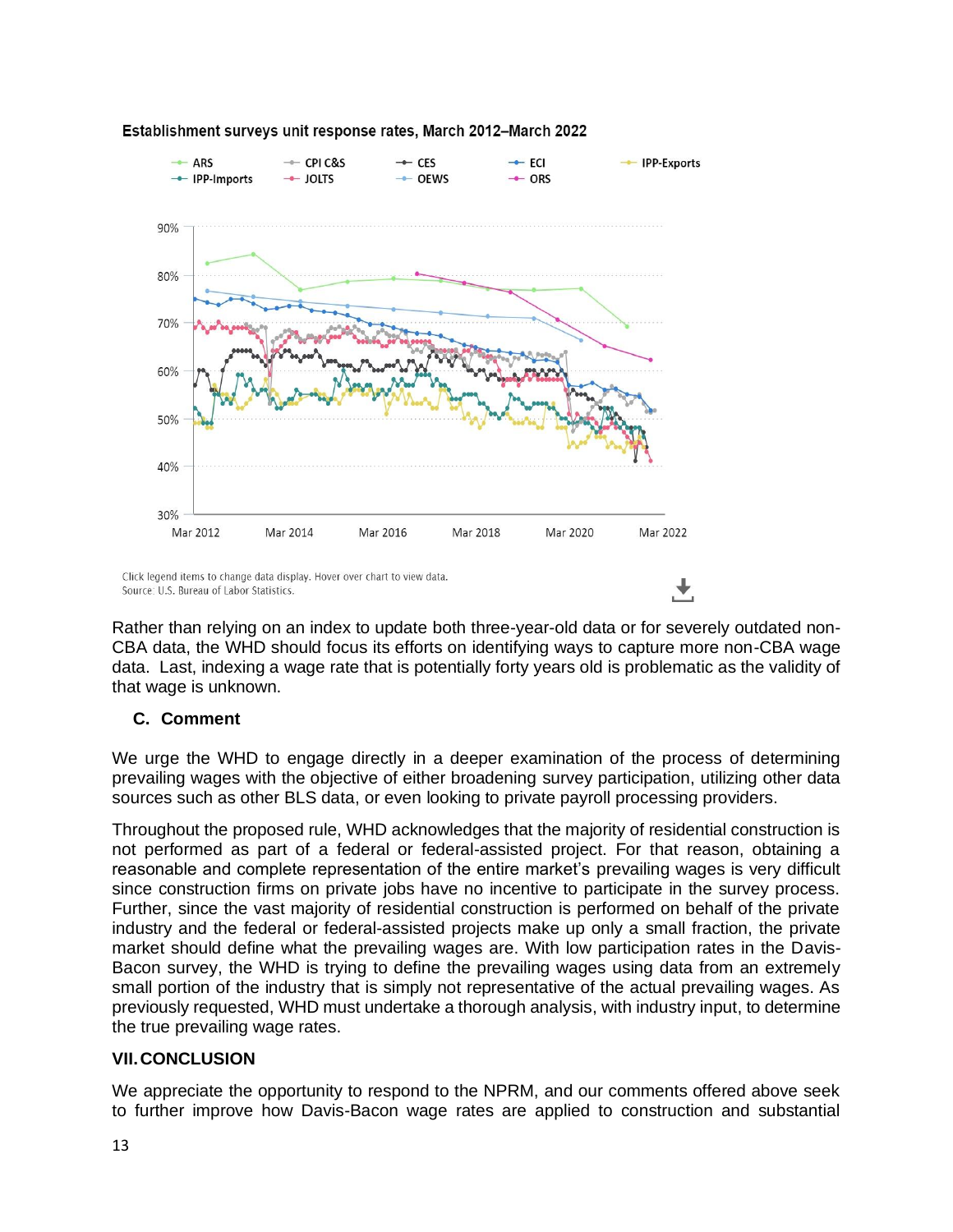Establishment surveys unit response rates, March 2012–March 2022

ARS, CPI C&S, CES, ECI, IPP-Exports, IPP-Imports, JOLTS, OEWS, ORS

Click legend items to change data display. Hover over chart to view data.
Source: U.S. Bureau of Labor Statistics.

Rather than relying on an index to update both three-year-old data or for severely outdated non-CBA data, the WHD should focus its efforts on identifying ways to capture more non-CBA wage data. Last, indexing a wage rate that is potentially forty years old is problematic as the validity of that wage is unknown.

### C. Comment

We urge the WHD to engage directly in a deeper examination of the process of determining prevailing wages with the objective of either broadening survey participation, utilizing other data sources such as other BLS data, or even looking to private payroll processing providers.

Throughout the proposed rule, WHD acknowledges that the majority of residential construction is not performed as part of a federal or federal-assisted project. For that reason, obtaining a reasonable and complete representation of the entire market's prevailing wages is very difficult since construction firms on private jobs have no incentive to participate in the survey process. Further, since the vast majority of residential construction is performed on behalf of the private industry and the federal or federal-assisted projects make up only a small fraction, the private market should define what the prevailing wages are. With low participation rates in the Davis-Bacon survey, the WHD is trying to define the prevailing wages using data from an extremely small portion of the industry that is simply not representative of the actual prevailing wages. As previously requested, WHD must undertake a thorough analysis, with industry input, to determine the true prevailing wage rates.

## VII. CONCLUSION

We appreciate the opportunity to respond to the NPRM, and our comments offered above seek to further improve how Davis-Bacon wage rates are applied to construction and substantial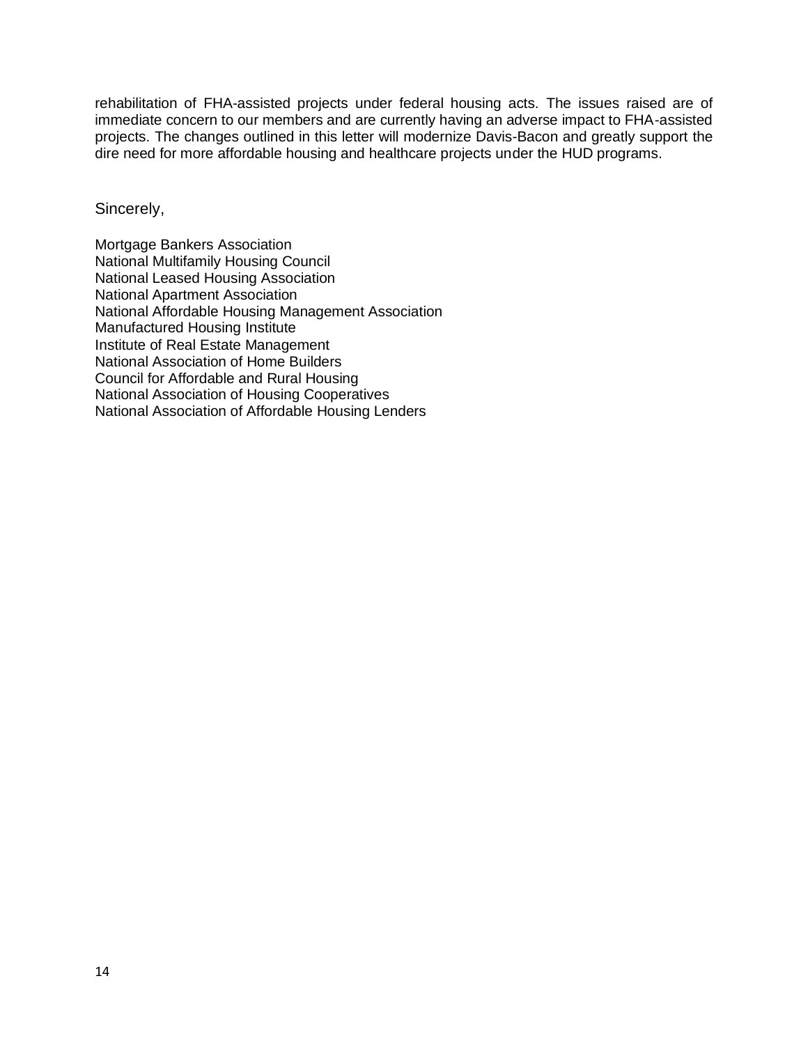rehabilitation of FHA-assisted projects under federal housing acts. The issues raised are of immediate concern to our members and are currently having an adverse impact to FHA-assisted projects. The changes outlined in this letter will modernize Davis-Bacon and greatly support the dire need for more affordable housing and healthcare projects under the HUD programs.

Sincerely,

Mortgage Bankers Association
National Multifamily Housing Council
National Leased Housing Association
National Apartment Association
National Affordable Housing Management Association
Manufactured Housing Institute
Institute of Real Estate Management
National Association of Home Builders
Council for Affordable and Rural Housing
National Association of Housing Cooperatives
National Association of Affordable Housing Lenders